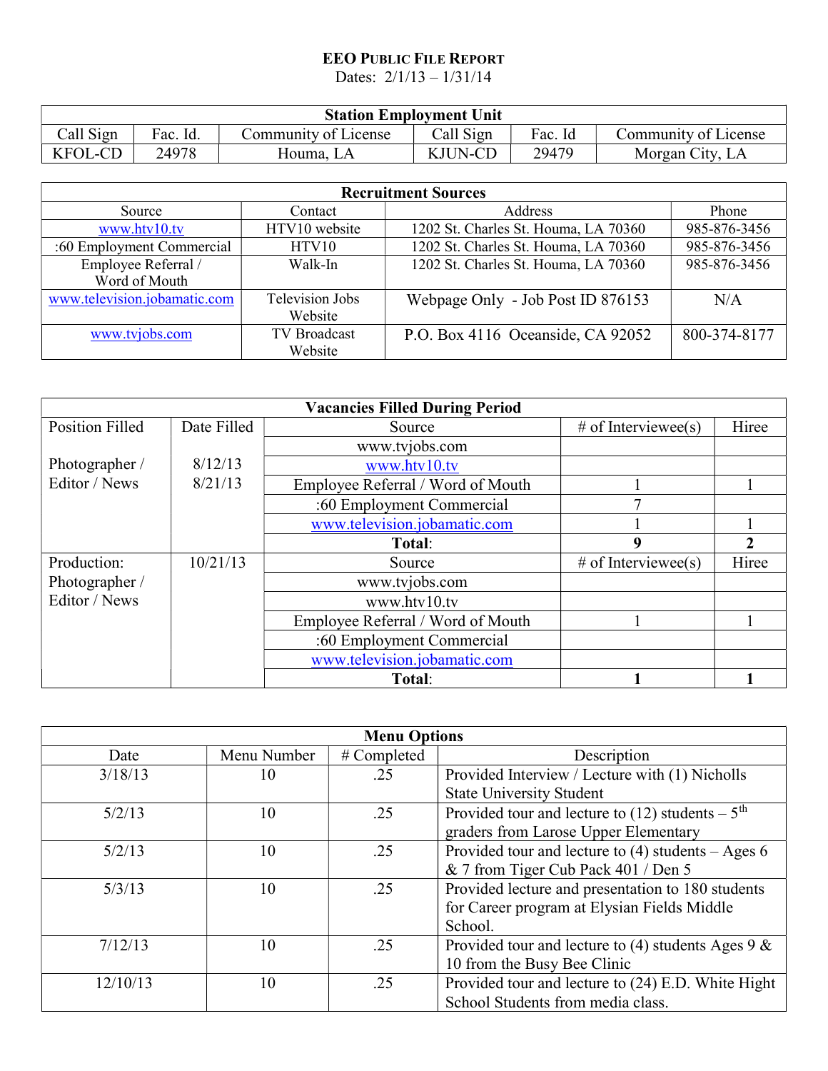# EEO PUBLIC FILE REPORT

Dates: 2/1/13 – 1/31/14

| Station Employment Unit | | | | | |
|---|---|---|---|---|---|
| Call Sign | Fac. Id. | Community of License | Call Sign | Fac. Id | Community of License |
| KFOL-CD | 24978 | Houma, LA | KJUN-CD | 29479 | Morgan City, LA |

| Recruitment Sources | | | |
|---|---|---|---|
| Source | Contact | Address | Phone |
| www.htv10.tv | HTV10 website | 1202 St. Charles St. Houma, LA 70360 | 985-876-3456 |
| :60 Employment Commercial | HTV10 | 1202 St. Charles St. Houma, LA 70360 | 985-876-3456 |
| Employee Referral / Word of Mouth | Walk-In | 1202 St. Charles St. Houma, LA 70360 | 985-876-3456 |
| www.television.jobamatic.com | Television Jobs Website | Webpage Only - Job Post ID 876153 | N/A |
| www.tvjobs.com | TV Broadcast Website | P.O. Box 4116 Oceanside, CA 92052 | 800-374-8177 |

| Vacancies Filled During Period | | | | |
|---|---|---|---|---|
| Position Filled | Date Filled | Source | # of Interviewee(s) | Hiree |
| Photographer / Editor / News | 8/12/13<br>8/21/13 | www.tvjobs.com | | |
| | | www.htv10.tv | | |
| | | Employee Referral / Word of Mouth | 1 | 1 |
| | | :60 Employment Commercial | 7 | |
| | | www.television.jobamatic.com | 1 | 1 |
| | | **Total**: | **9** | **2** |
| Production: Photographer / Editor / News | 10/21/13 | Source | # of Interviewee(s) | Hiree |
| | | www.tvjobs.com | | |
| | | www.htv10.tv | | |
| | | Employee Referral / Word of Mouth | 1 | 1 |
| | | :60 Employment Commercial | | |
| | | www.television.jobamatic.com | | |
| | | **Total**: | **1** | **1** |

| Menu Options | | | |
|---|---|---|---|
| Date | Menu Number | # Completed | Description |
| 3/18/13 | 10 | .25 | Provided Interview / Lecture with (1) Nicholls State University Student |
| 5/2/13 | 10 | .25 | Provided tour and lecture to (12) students – 5th graders from Larose Upper Elementary |
| 5/2/13 | 10 | .25 | Provided tour and lecture to (4) students – Ages 6 & 7 from Tiger Cub Pack 401 / Den 5 |
| 5/3/13 | 10 | .25 | Provided lecture and presentation to 180 students for Career program at Elysian Fields Middle School. |
| 7/12/13 | 10 | .25 | Provided tour and lecture to (4) students Ages 9 & 10 from the Busy Bee Clinic |
| 12/10/13 | 10 | .25 | Provided tour and lecture to (24) E.D. White Hight School Students from media class. |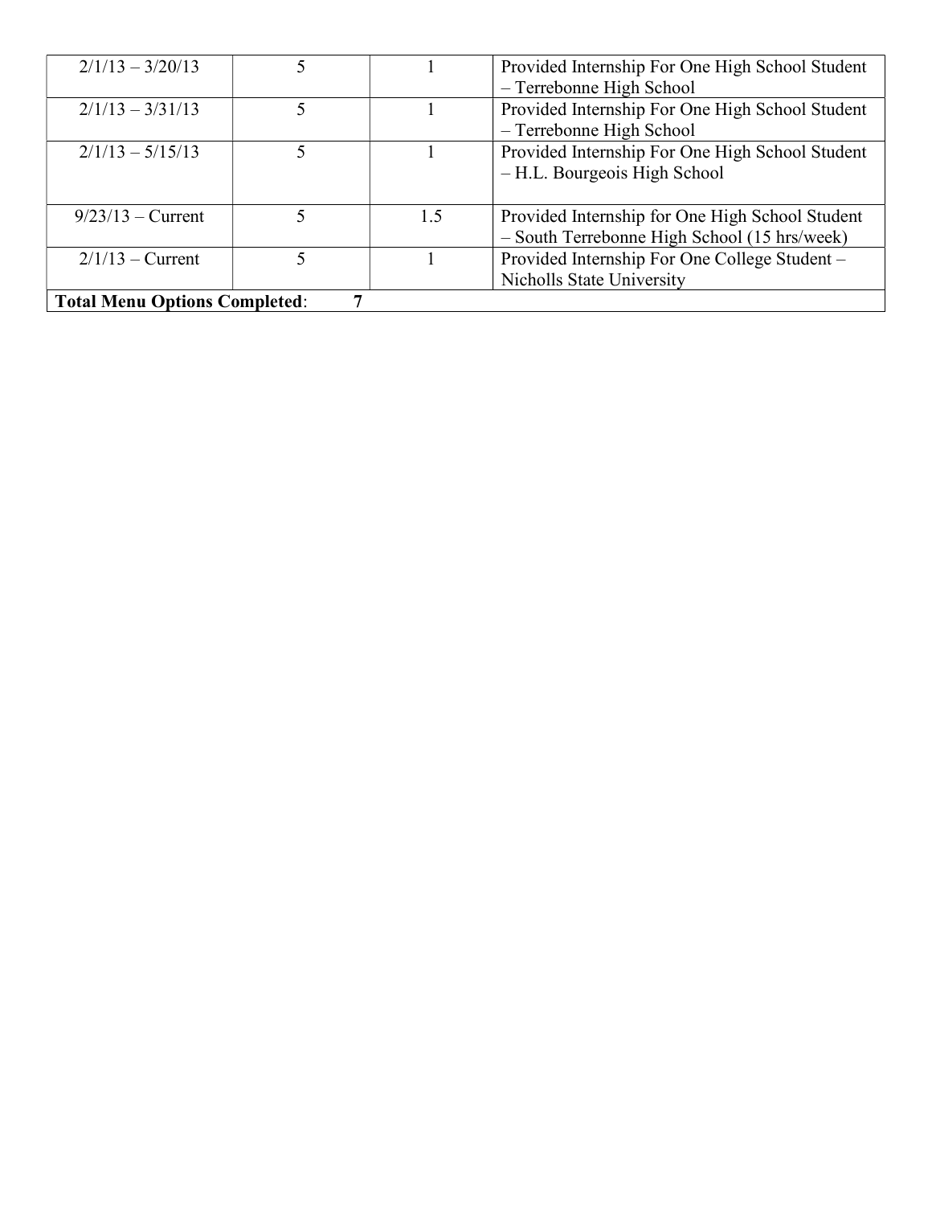| | | | |
|---|---|---|---|
| 2/1/13 – 3/20/13 | 5 | 1 | Provided Internship For One High School Student – Terrebonne High School |
| 2/1/13 – 3/31/13 | 5 | 1 | Provided Internship For One High School Student – Terrebonne High School |
| 2/1/13 – 5/15/13 | 5 | 1 | Provided Internship For One High School Student – H.L. Bourgeois High School |
| 9/23/13 – Current | 5 | 1.5 | Provided Internship for One High School Student – South Terrebonne High School (15 hrs/week) |
| 2/1/13 – Current | 5 | 1 | Provided Internship For One College Student – Nicholls State University |
| **Total Menu Options Completed**: **7** | | | |